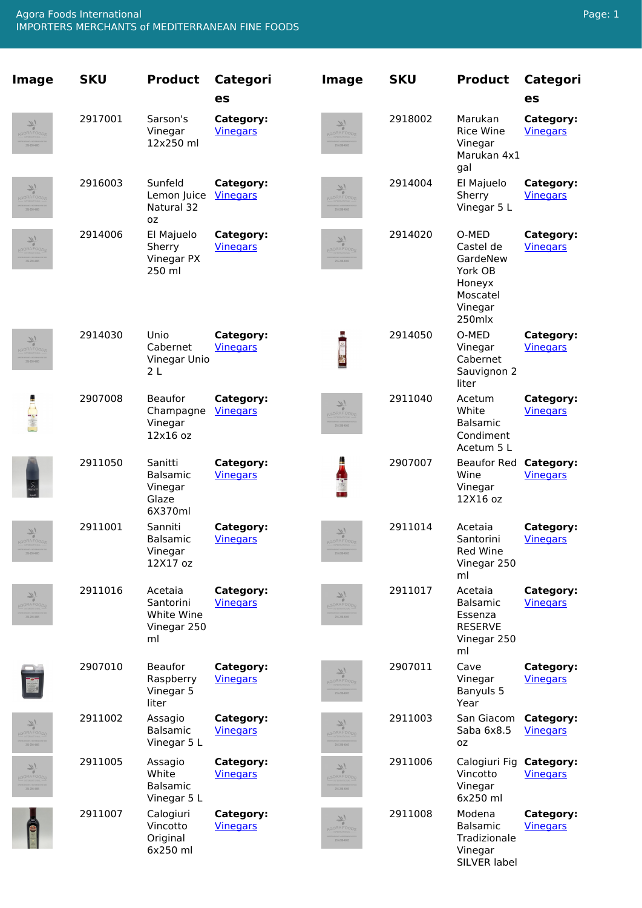Agora Foods International
IMPORTERS MERCHANTS of MEDITERRANEAN FINE FOODS

| Image | SKU | Product | Categories | Image | SKU | Product | Categories |
|---|---|---|---|---|---|---|---|
| | 2917001 | Sarson's Vinegar 12x250 ml | **Category:** Vinegars | | 2918002 | Marukan Rice Wine Vinegar Marukan 4x1 gal | **Category:** Vinegars |
| | 2916003 | Sunfeld Lemon Juice Natural 32 oz | **Category:** Vinegars | | 2914004 | El Majuelo Sherry Vinegar 5 L | **Category:** Vinegars |
| | 2914006 | El Majuelo Sherry Vinegar PX 250 ml | **Category:** Vinegars | | 2914020 | O-MED Castel de GardeNew York OB Honeyx Moscatel Vinegar 250mlx | **Category:** Vinegars |
| | 2914030 | Unio Cabernet Vinegar Unio 2 L | **Category:** Vinegars | | 2914050 | O-MED Vinegar Cabernet Sauvignon 2 liter | **Category:** Vinegars |
| | 2907008 | Beaufor Champagne Vinegar 12x16 oz | **Category:** Vinegars | | 2911040 | Acetum White Balsamic Condiment Acetum 5 L | **Category:** Vinegars |
| | 2911050 | Sanitti Balsamic Vinegar Glaze 6X370ml | **Category:** Vinegars | | 2907007 | Beaufor Red Wine Vinegar 12X16 oz | **Category:** Vinegars |
| | 2911001 | Sanniti Balsamic Vinegar 12X17 oz | **Category:** Vinegars | | 2911014 | Acetaia Santorini Red Wine Vinegar 250 ml | **Category:** Vinegars |
| | 2911016 | Acetaia Santorini White Wine Vinegar 250 ml | **Category:** Vinegars | | 2911017 | Acetaia Balsamic Essenza RESERVE Vinegar 250 ml | **Category:** Vinegars |
| | 2907010 | Beaufor Raspberry Vinegar 5 liter | **Category:** Vinegars | | 2907011 | Cave Vinegar Banyuls 5 Year | **Category:** Vinegars |
| | 2911002 | Assagio Balsamic Vinegar 5 L | **Category:** Vinegars | | 2911003 | San Giacom Saba 6x8.5 oz | **Category:** Vinegars |
| | 2911005 | Assagio White Balsamic Vinegar 5 L | **Category:** Vinegars | | 2911006 | Calogiuri Fig Vincotto Vinegar 6x250 ml | **Category:** Vinegars |
| | 2911007 | Calogiuri Vincotto Original 6x250 ml | **Category:** Vinegars | | 2911008 | Modena Balsamic Tradizionale Vinegar SILVER label | **Category:** Vinegars |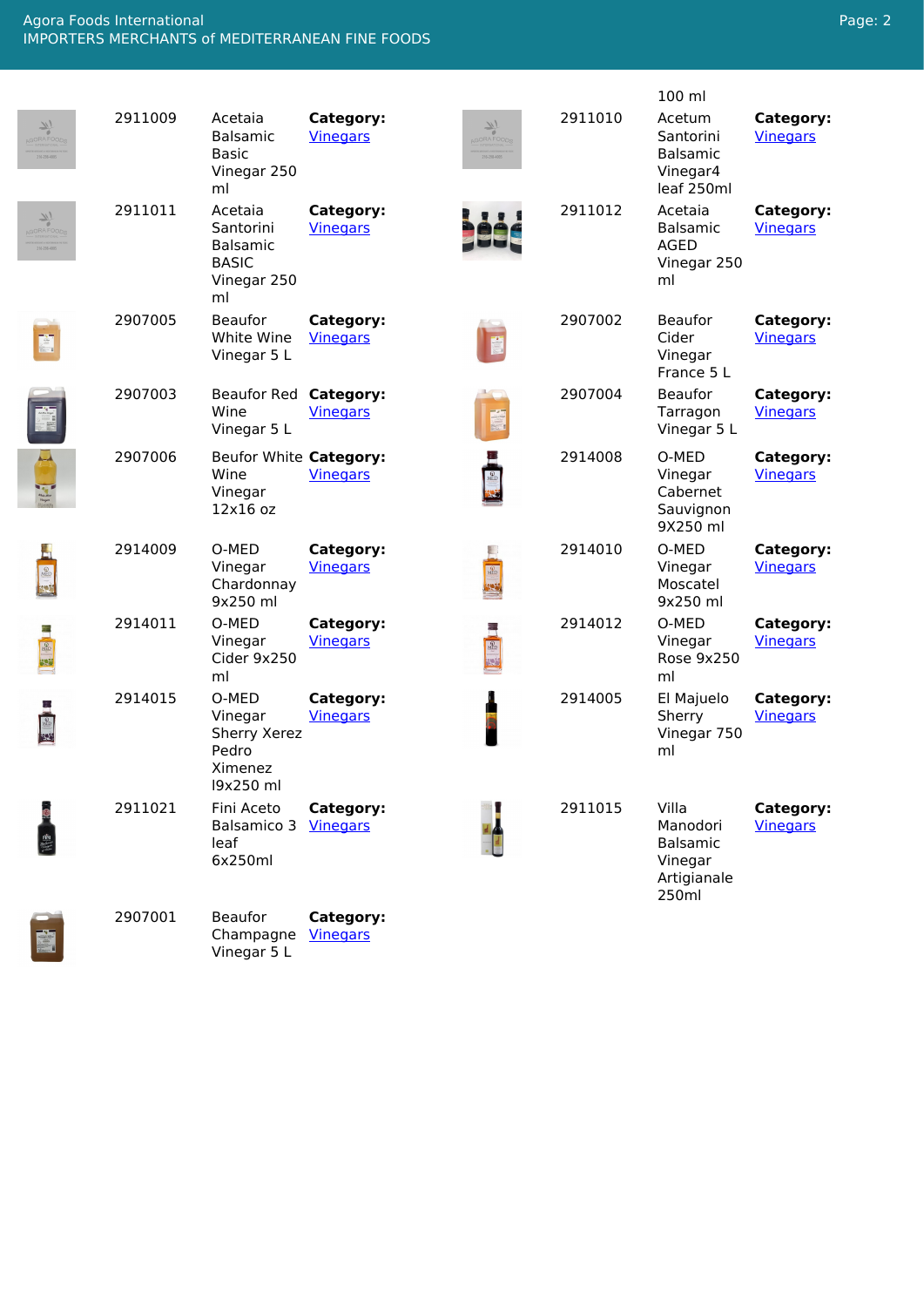100 ml

| Code | Product | Category | Code | Product | Category |
|---|---|---|---|---|---|
| 2911009 | Acetaia Balsamic Basic Vinegar 250 ml | **Category:** Vinegars | 2911010 | Acetum Santorini Balsamic Vinegar4 leaf 250ml | **Category:** Vinegars |
| 2911011 | Acetaia Santorini Balsamic BASIC Vinegar 250 ml | **Category:** Vinegars | 2911012 | Acetaia Balsamic AGED Vinegar 250 ml | **Category:** Vinegars |
| 2907005 | Beaufor White Wine Vinegar 5 L | **Category:** Vinegars | 2907002 | Beaufor Cider Vinegar France 5 L | **Category:** Vinegars |
| 2907003 | Beaufor Red Wine Vinegar 5 L | **Category:** Vinegars | 2907004 | Beaufor Tarragon Vinegar 5 L | **Category:** Vinegars |
| 2907006 | Beufor White Wine Vinegar 12x16 oz | **Category:** Vinegars | 2914008 | O-MED Vinegar Cabernet Sauvignon 9X250 ml | **Category:** Vinegars |
| 2914009 | O-MED Vinegar Chardonnay 9x250 ml | **Category:** Vinegars | 2914010 | O-MED Vinegar Moscatel 9x250 ml | **Category:** Vinegars |
| 2914011 | O-MED Vinegar Cider 9x250 ml | **Category:** Vinegars | 2914012 | O-MED Vinegar Rose 9x250 ml | **Category:** Vinegars |
| 2914015 | O-MED Vinegar Sherry Xerez Pedro Ximenez l9x250 ml | **Category:** Vinegars | 2914005 | El Majuelo Sherry Vinegar 750 ml | **Category:** Vinegars |
| 2911021 | Fini Aceto Balsamico 3 leaf 6x250ml | **Category:** Vinegars | 2911015 | Villa Manodori Balsamic Vinegar Artigianale 250ml | **Category:** Vinegars |
| 2907001 | Beaufor Champagne Vinegar 5 L | **Category:** Vinegars | | | |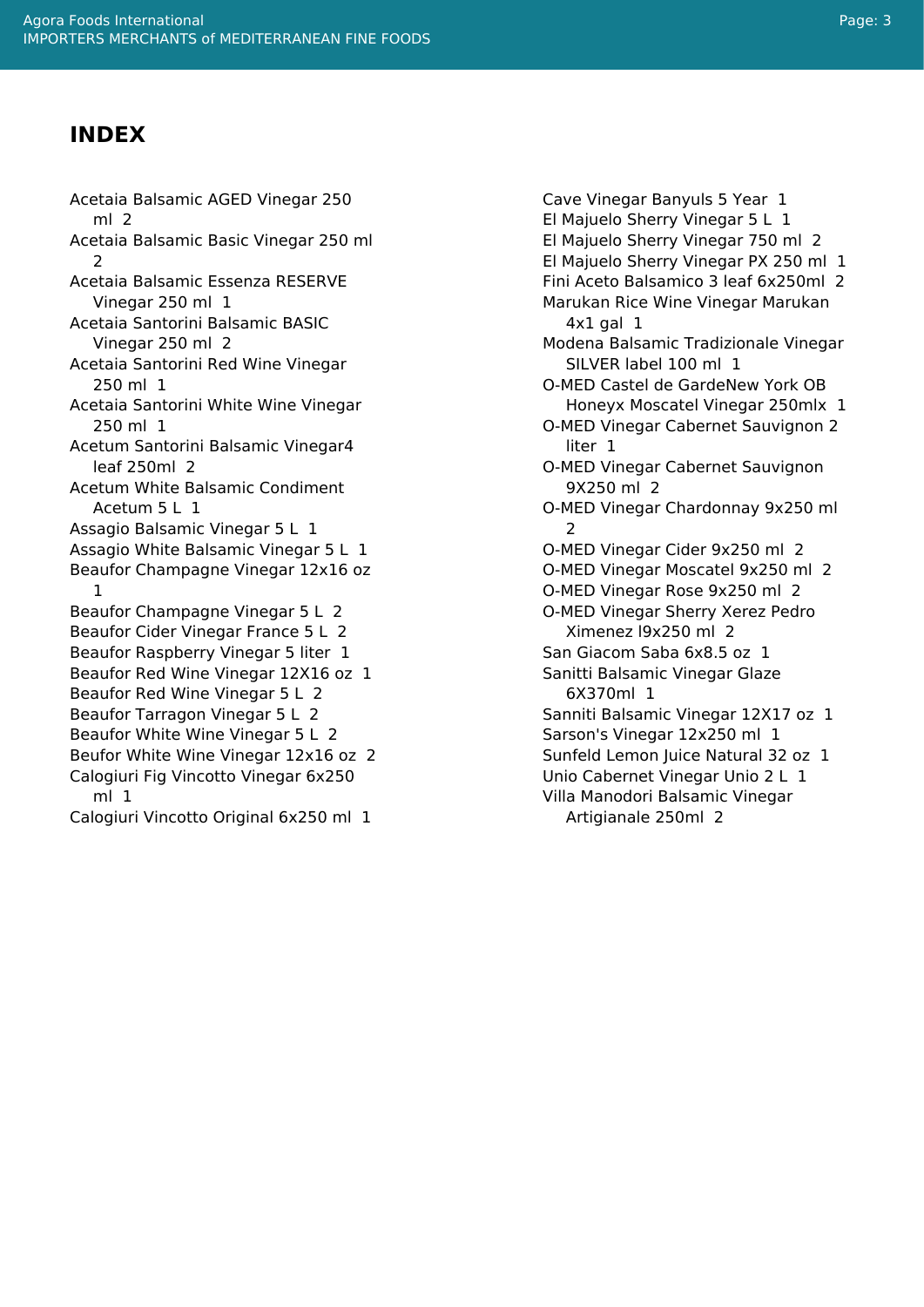# INDEX

Acetaia Balsamic AGED Vinegar 250 ml 2
Acetaia Balsamic Basic Vinegar 250 ml 2
Acetaia Balsamic Essenza RESERVE Vinegar 250 ml 1
Acetaia Santorini Balsamic BASIC Vinegar 250 ml 2
Acetaia Santorini Red Wine Vinegar 250 ml 1
Acetaia Santorini White Wine Vinegar 250 ml 1
Acetum Santorini Balsamic Vinegar4 leaf 250ml 2
Acetum White Balsamic Condiment Acetum 5 L 1
Assagio Balsamic Vinegar 5 L 1
Assagio White Balsamic Vinegar 5 L 1
Beaufor Champagne Vinegar 12x16 oz 1
Beaufor Champagne Vinegar 5 L 2
Beaufor Cider Vinegar France 5 L 2
Beaufor Raspberry Vinegar 5 liter 1
Beaufor Red Wine Vinegar 12X16 oz 1
Beaufor Red Wine Vinegar 5 L 2
Beaufor Tarragon Vinegar 5 L 2
Beaufor White Wine Vinegar 5 L 2
Beufor White Wine Vinegar 12x16 oz 2
Calogiuri Fig Vincotto Vinegar 6x250 ml 1
Calogiuri Vincotto Original 6x250 ml 1
Cave Vinegar Banyuls 5 Year 1
El Majuelo Sherry Vinegar 5 L 1
El Majuelo Sherry Vinegar 750 ml 2
El Majuelo Sherry Vinegar PX 250 ml 1
Fini Aceto Balsamico 3 leaf 6x250ml 2
Marukan Rice Wine Vinegar Marukan 4x1 gal 1
Modena Balsamic Tradizionale Vinegar SILVER label 100 ml 1
O-MED Castel de GardeNew York OB Honeyx Moscatel Vinegar 250mlx 1
O-MED Vinegar Cabernet Sauvignon 2 liter 1
O-MED Vinegar Cabernet Sauvignon 9X250 ml 2
O-MED Vinegar Chardonnay 9x250 ml 2
O-MED Vinegar Cider 9x250 ml 2
O-MED Vinegar Moscatel 9x250 ml 2
O-MED Vinegar Rose 9x250 ml 2
O-MED Vinegar Sherry Xerez Pedro Ximenez l9x250 ml 2
San Giacom Saba 6x8.5 oz 1
Sanitti Balsamic Vinegar Glaze 6X370ml 1
Sanniti Balsamic Vinegar 12X17 oz 1
Sarson's Vinegar 12x250 ml 1
Sunfeld Lemon Juice Natural 32 oz 1
Unio Cabernet Vinegar Unio 2 L 1
Villa Manodori Balsamic Vinegar Artigianale 250ml 2